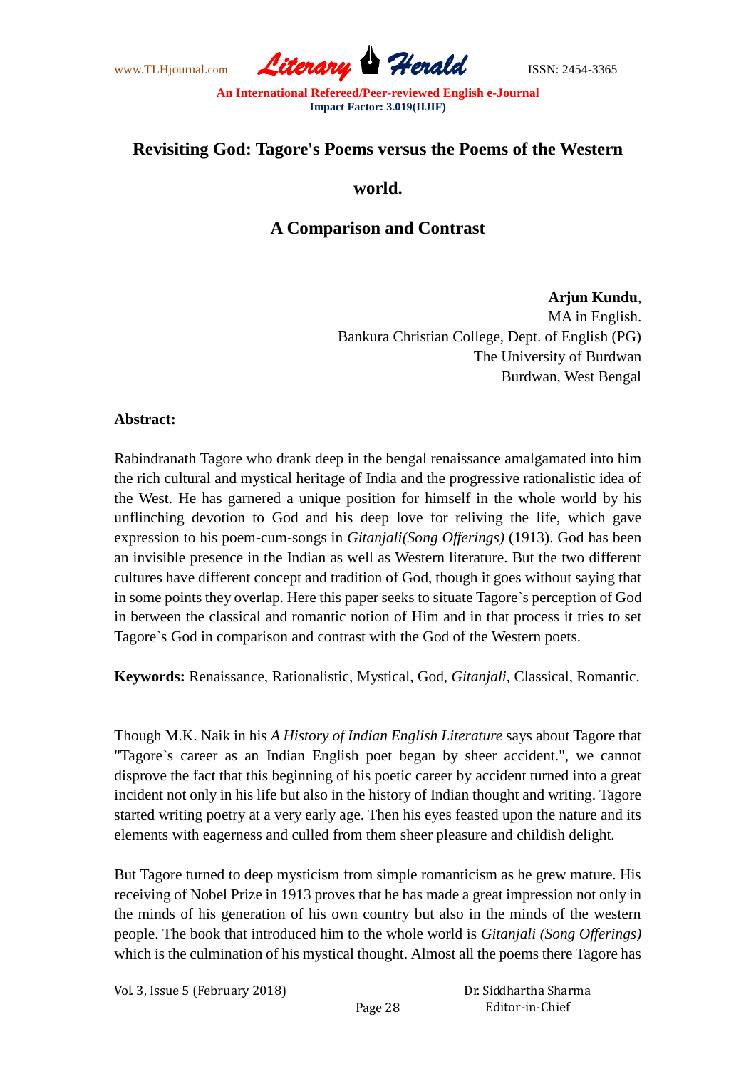# Revisiting God: Tagore's Poems versus the Poems of the Western world.

## A Comparison and Contrast

**Arjun Kundu**,  
MA in English.  
Bankura Christian College, Dept. of English (PG)  
The University of Burdwan  
Burdwan, West Bengal

**Abstract:**

Rabindranath Tagore who drank deep in the bengal renaissance amalgamated into him the rich cultural and mystical heritage of India and the progressive rationalistic idea of the West. He has garnered a unique position for himself in the whole world by his unflinching devotion to God and his deep love for reliving the life, which gave expression to his poem-cum-songs in *Gitanjali(Song Offerings)* (1913). God has been an invisible presence in the Indian as well as Western literature. But the two different cultures have different concept and tradition of God, though it goes without saying that in some points they overlap. Here this paper seeks to situate Tagore`s perception of God in between the classical and romantic notion of Him and in that process it tries to set Tagore`s God in comparison and contrast with the God of the Western poets.

**Keywords:** Renaissance, Rationalistic, Mystical, God, *Gitanjali*, Classical, Romantic.

Though M.K. Naik in his *A History of Indian English Literature* says about Tagore that "Tagore`s career as an Indian English poet began by sheer accident.", we cannot disprove the fact that this beginning of his poetic career by accident turned into a great incident not only in his life but also in the history of Indian thought and writing. Tagore started writing poetry at a very early age. Then his eyes feasted upon the nature and its elements with eagerness and culled from them sheer pleasure and childish delight.

But Tagore turned to deep mysticism from simple romanticism as he grew mature. His receiving of Nobel Prize in 1913 proves that he has made a great impression not only in the minds of his generation of his own country but also in the minds of the western people. The book that introduced him to the whole world is *Gitanjali (Song Offerings)* which is the culmination of his mystical thought. Almost all the poems there Tagore has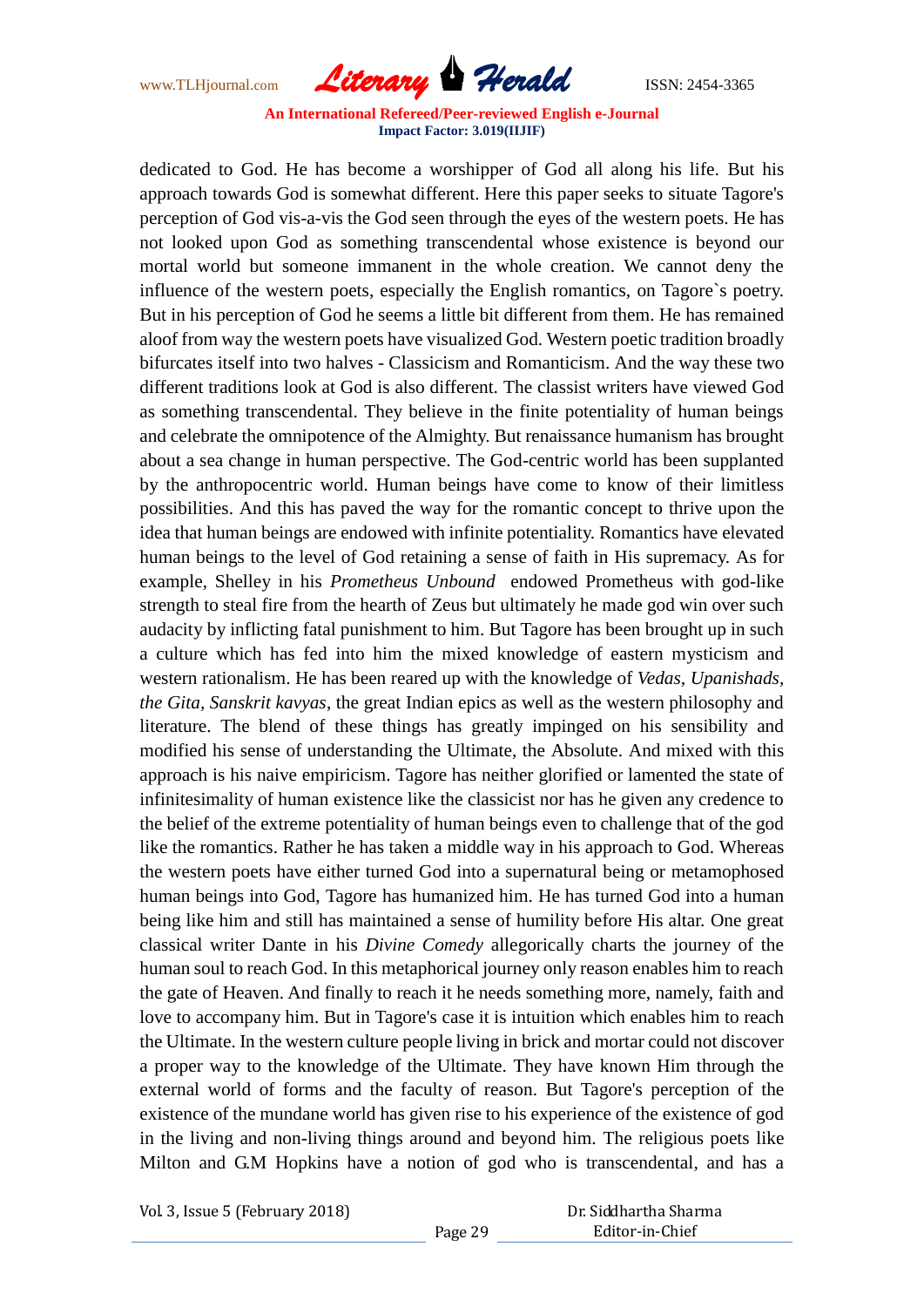dedicated to God. He has become a worshipper of God all along his life. But his approach towards God is somewhat different. Here this paper seeks to situate Tagore's perception of God vis-a-vis the God seen through the eyes of the western poets. He has not looked upon God as something transcendental whose existence is beyond our mortal world but someone immanent in the whole creation. We cannot deny the influence of the western poets, especially the English romantics, on Tagore`s poetry. But in his perception of God he seems a little bit different from them. He has remained aloof from way the western poets have visualized God. Western poetic tradition broadly bifurcates itself into two halves - Classicism and Romanticism. And the way these two different traditions look at God is also different. The classist writers have viewed God as something transcendental. They believe in the finite potentiality of human beings and celebrate the omnipotence of the Almighty. But renaissance humanism has brought about a sea change in human perspective. The God-centric world has been supplanted by the anthropocentric world. Human beings have come to know of their limitless possibilities. And this has paved the way for the romantic concept to thrive upon the idea that human beings are endowed with infinite potentiality. Romantics have elevated human beings to the level of God retaining a sense of faith in His supremacy. As for example, Shelley in his *Prometheus Unbound* endowed Prometheus with god-like strength to steal fire from the hearth of Zeus but ultimately he made god win over such audacity by inflicting fatal punishment to him. But Tagore has been brought up in such a culture which has fed into him the mixed knowledge of eastern mysticism and western rationalism. He has been reared up with the knowledge of *Vedas, Upanishads, the Gita, Sanskrit kavyas*, the great Indian epics as well as the western philosophy and literature. The blend of these things has greatly impinged on his sensibility and modified his sense of understanding the Ultimate, the Absolute. And mixed with this approach is his naive empiricism. Tagore has neither glorified or lamented the state of infinitesimality of human existence like the classicist nor has he given any credence to the belief of the extreme potentiality of human beings even to challenge that of the god like the romantics. Rather he has taken a middle way in his approach to God. Whereas the western poets have either turned God into a supernatural being or metamophosed human beings into God, Tagore has humanized him. He has turned God into a human being like him and still has maintained a sense of humility before His altar. One great classical writer Dante in his *Divine Comedy* allegorically charts the journey of the human soul to reach God. In this metaphorical journey only reason enables him to reach the gate of Heaven. And finally to reach it he needs something more, namely, faith and love to accompany him. But in Tagore's case it is intuition which enables him to reach the Ultimate. In the western culture people living in brick and mortar could not discover a proper way to the knowledge of the Ultimate. They have known Him through the external world of forms and the faculty of reason. But Tagore's perception of the existence of the mundane world has given rise to his experience of the existence of god in the living and non-living things around and beyond him. The religious poets like Milton and G.M Hopkins have a notion of god who is transcendental, and has a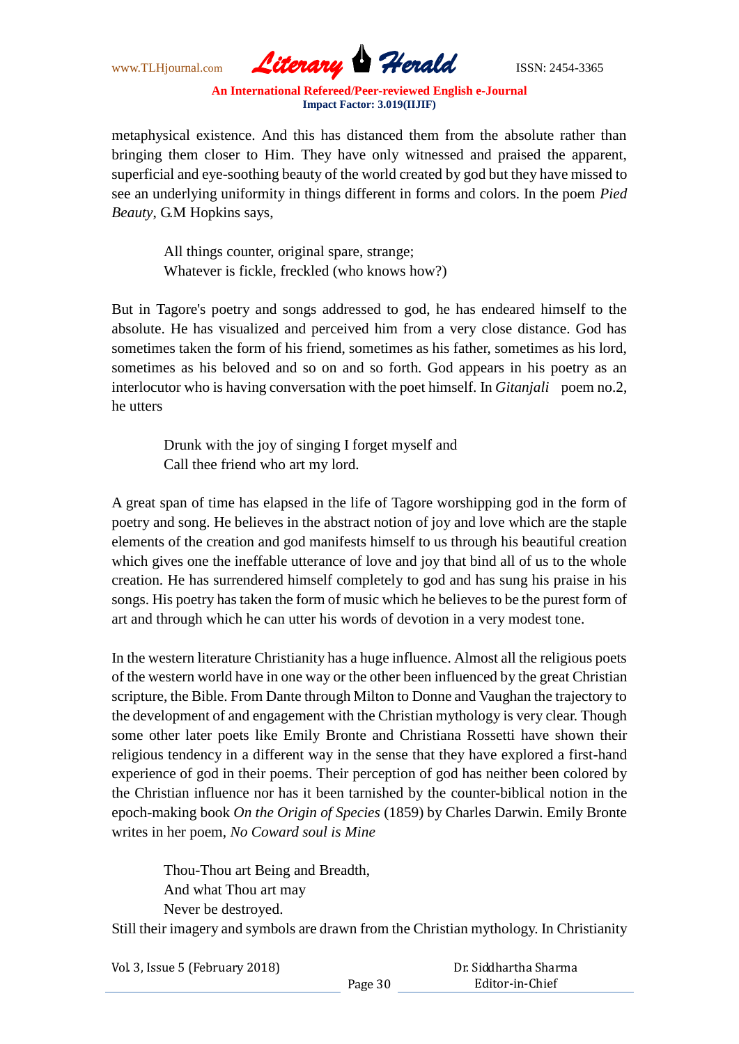metaphysical existence. And this has distanced them from the absolute rather than bringing them closer to Him. They have only witnessed and praised the apparent, superficial and eye-soothing beauty of the world created by god but they have missed to see an underlying uniformity in things different in forms and colors. In the poem *Pied Beauty*, G.M Hopkins says,

> All things counter, original spare, strange;
> Whatever is fickle, freckled (who knows how?)

But in Tagore's poetry and songs addressed to god, he has endeared himself to the absolute. He has visualized and perceived him from a very close distance. God has sometimes taken the form of his friend, sometimes as his father, sometimes as his lord, sometimes as his beloved and so on and so forth. God appears in his poetry as an interlocutor who is having conversation with the poet himself. In *Gitanjali* poem no.2, he utters

> Drunk with the joy of singing I forget myself and
> Call thee friend who art my lord.

A great span of time has elapsed in the life of Tagore worshipping god in the form of poetry and song. He believes in the abstract notion of joy and love which are the staple elements of the creation and god manifests himself to us through his beautiful creation which gives one the ineffable utterance of love and joy that bind all of us to the whole creation. He has surrendered himself completely to god and has sung his praise in his songs. His poetry has taken the form of music which he believes to be the purest form of art and through which he can utter his words of devotion in a very modest tone.

In the western literature Christianity has a huge influence. Almost all the religious poets of the western world have in one way or the other been influenced by the great Christian scripture, the Bible. From Dante through Milton to Donne and Vaughan the trajectory to the development of and engagement with the Christian mythology is very clear. Though some other later poets like Emily Bronte and Christiana Rossetti have shown their religious tendency in a different way in the sense that they have explored a first-hand experience of god in their poems. Their perception of god has neither been colored by the Christian influence nor has it been tarnished by the counter-biblical notion in the epoch-making book *On the Origin of Species* (1859) by Charles Darwin. Emily Bronte writes in her poem, *No Coward soul is Mine*

> Thou-Thou art Being and Breadth,
> And what Thou art may
> Never be destroyed.

Still their imagery and symbols are drawn from the Christian mythology. In Christianity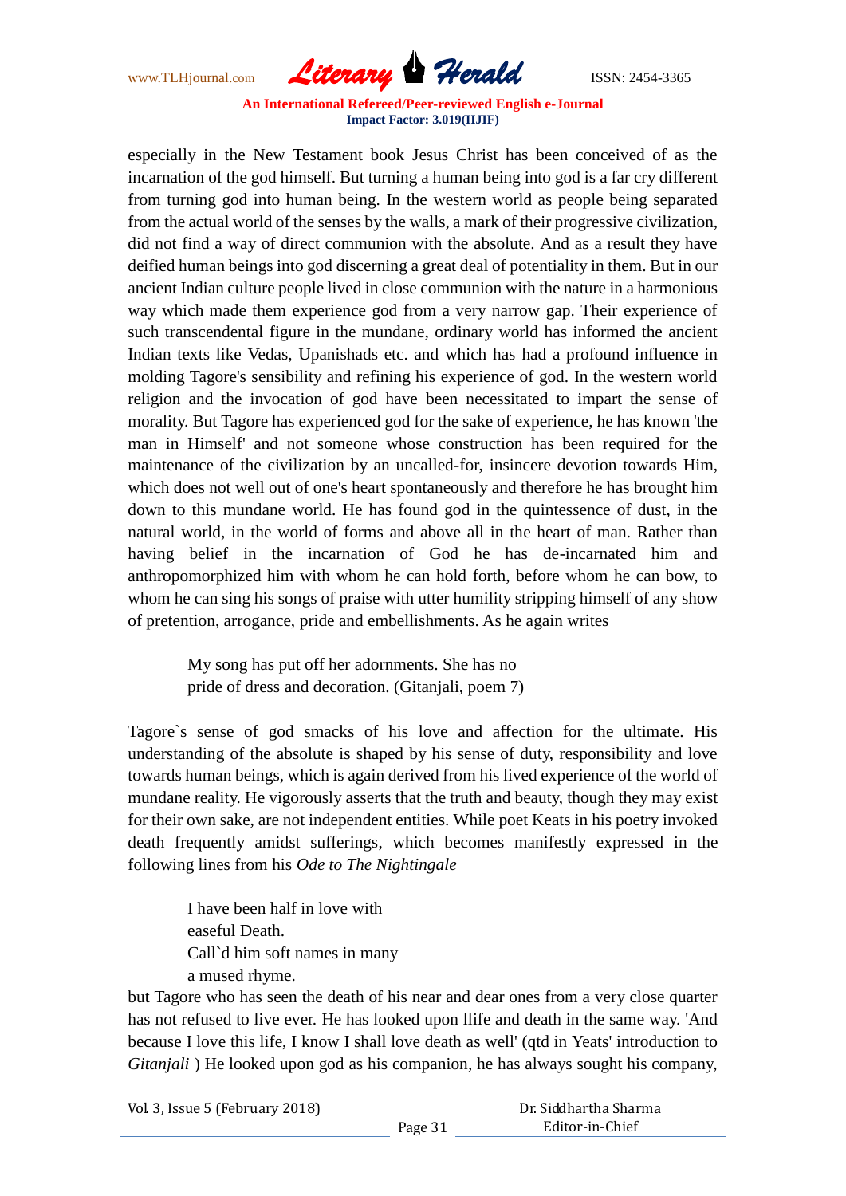especially in the New Testament book Jesus Christ has been conceived of as the incarnation of the god himself. But turning a human being into god is a far cry different from turning god into human being. In the western world as people being separated from the actual world of the senses by the walls, a mark of their progressive civilization, did not find a way of direct communion with the absolute. And as a result they have deified human beings into god discerning a great deal of potentiality in them. But in our ancient Indian culture people lived in close communion with the nature in a harmonious way which made them experience god from a very narrow gap. Their experience of such transcendental figure in the mundane, ordinary world has informed the ancient Indian texts like Vedas, Upanishads etc. and which has had a profound influence in molding Tagore's sensibility and refining his experience of god. In the western world religion and the invocation of god have been necessitated to impart the sense of morality. But Tagore has experienced god for the sake of experience, he has known 'the man in Himself' and not someone whose construction has been required for the maintenance of the civilization by an uncalled-for, insincere devotion towards Him, which does not well out of one's heart spontaneously and therefore he has brought him down to this mundane world. He has found god in the quintessence of dust, in the natural world, in the world of forms and above all in the heart of man. Rather than having belief in the incarnation of God he has de-incarnated him and anthropomorphized him with whom he can hold forth, before whom he can bow, to whom he can sing his songs of praise with utter humility stripping himself of any show of pretention, arrogance, pride and embellishments. As he again writes

> My song has put off her adornments. She has no
> pride of dress and decoration. (Gitanjali, poem 7)

Tagore`s sense of god smacks of his love and affection for the ultimate. His understanding of the absolute is shaped by his sense of duty, responsibility and love towards human beings, which is again derived from his lived experience of the world of mundane reality. He vigorously asserts that the truth and beauty, though they may exist for their own sake, are not independent entities. While poet Keats in his poetry invoked death frequently amidst sufferings, which becomes manifestly expressed in the following lines from his *Ode to The Nightingale*

> I have been half in love with
> easeful Death.
> Call`d him soft names in many
> a mused rhyme.

but Tagore who has seen the death of his near and dear ones from a very close quarter has not refused to live ever. He has looked upon llife and death in the same way. 'And because I love this life, I know I shall love death as well' (qtd in Yeats' introduction to *Gitanjali* ) He looked upon god as his companion, he has always sought his company,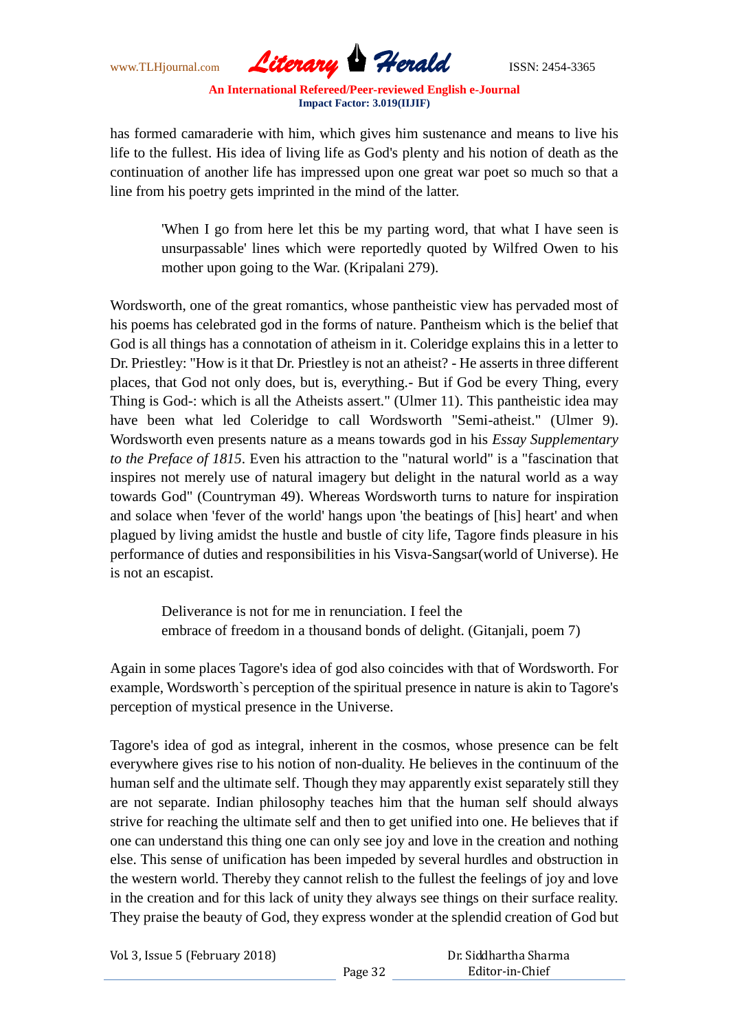has formed camaraderie with him, which gives him sustenance and means to live his life to the fullest. His idea of living life as God's plenty and his notion of death as the continuation of another life has impressed upon one great war poet so much so that a line from his poetry gets imprinted in the mind of the latter.

> 'When I go from here let this be my parting word, that what I have seen is unsurpassable' lines which were reportedly quoted by Wilfred Owen to his mother upon going to the War. (Kripalani 279).

Wordsworth, one of the great romantics, whose pantheistic view has pervaded most of his poems has celebrated god in the forms of nature. Pantheism which is the belief that God is all things has a connotation of atheism in it. Coleridge explains this in a letter to Dr. Priestley: "How is it that Dr. Priestley is not an atheist? - He asserts in three different places, that God not only does, but is, everything.- But if God be every Thing, every Thing is God-: which is all the Atheists assert." (Ulmer 11). This pantheistic idea may have been what led Coleridge to call Wordsworth "Semi-atheist." (Ulmer 9). Wordsworth even presents nature as a means towards god in his *Essay Supplementary to the Preface of 1815*. Even his attraction to the "natural world" is a "fascination that inspires not merely use of natural imagery but delight in the natural world as a way towards God" (Countryman 49). Whereas Wordsworth turns to nature for inspiration and solace when 'fever of the world' hangs upon 'the beatings of [his] heart' and when plagued by living amidst the hustle and bustle of city life, Tagore finds pleasure in his performance of duties and responsibilities in his Visva-Sangsar(world of Universe). He is not an escapist.

> Deliverance is not for me in renunciation. I feel the
> embrace of freedom in a thousand bonds of delight. (Gitanjali, poem 7)

Again in some places Tagore's idea of god also coincides with that of Wordsworth. For example, Wordsworth`s perception of the spiritual presence in nature is akin to Tagore's perception of mystical presence in the Universe.

Tagore's idea of god as integral, inherent in the cosmos, whose presence can be felt everywhere gives rise to his notion of non-duality. He believes in the continuum of the human self and the ultimate self. Though they may apparently exist separately still they are not separate. Indian philosophy teaches him that the human self should always strive for reaching the ultimate self and then to get unified into one. He believes that if one can understand this thing one can only see joy and love in the creation and nothing else. This sense of unification has been impeded by several hurdles and obstruction in the western world. Thereby they cannot relish to the fullest the feelings of joy and love in the creation and for this lack of unity they always see things on their surface reality. They praise the beauty of God, they express wonder at the splendid creation of God but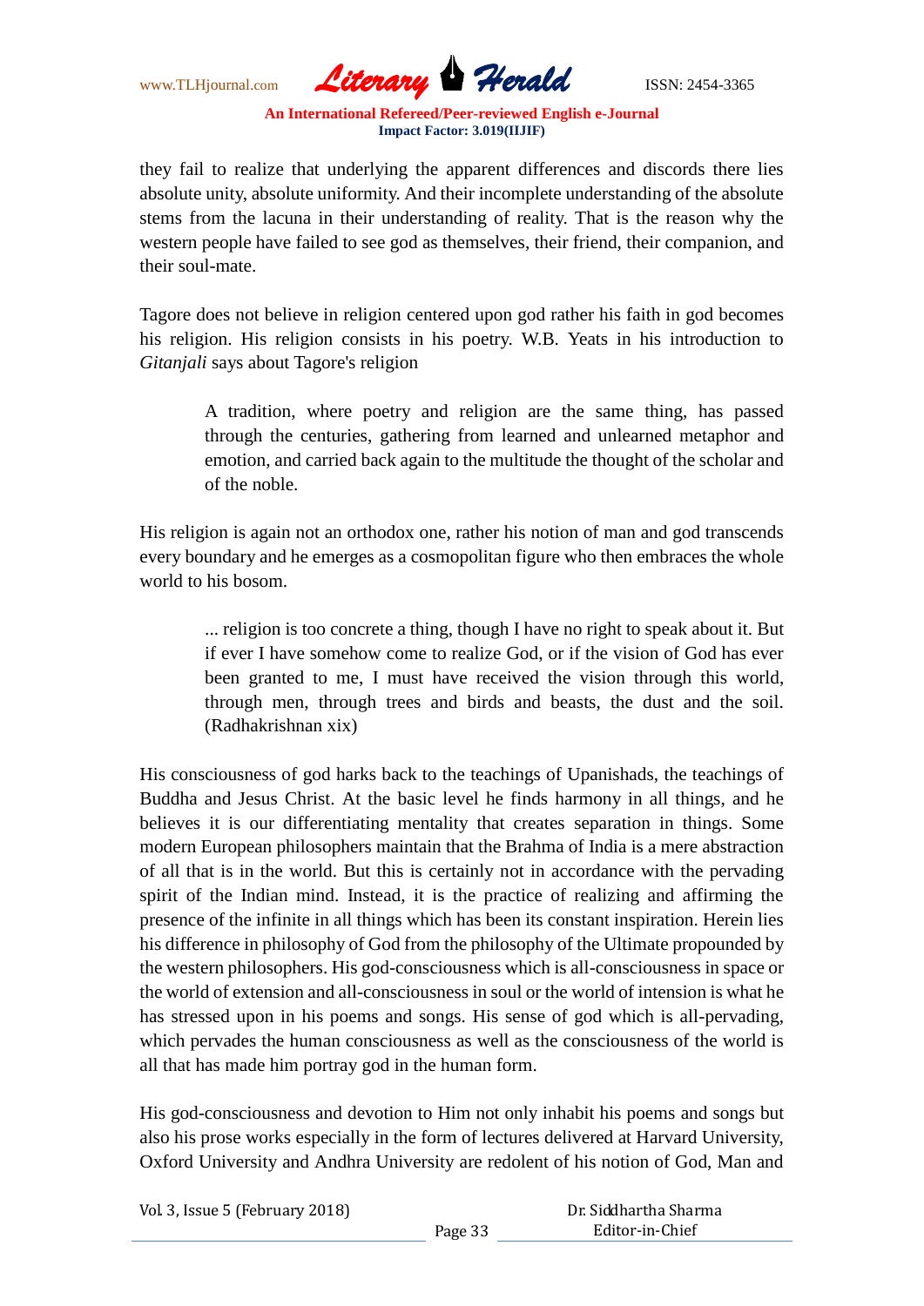they fail to realize that underlying the apparent differences and discords there lies absolute unity, absolute uniformity. And their incomplete understanding of the absolute stems from the lacuna in their understanding of reality. That is the reason why the western people have failed to see god as themselves, their friend, their companion, and their soul-mate.

Tagore does not believe in religion centered upon god rather his faith in god becomes his religion. His religion consists in his poetry. W.B. Yeats in his introduction to *Gitanjali* says about Tagore's religion

> A tradition, where poetry and religion are the same thing, has passed through the centuries, gathering from learned and unlearned metaphor and emotion, and carried back again to the multitude the thought of the scholar and of the noble.

His religion is again not an orthodox one, rather his notion of man and god transcends every boundary and he emerges as a cosmopolitan figure who then embraces the whole world to his bosom.

> ... religion is too concrete a thing, though I have no right to speak about it. But if ever I have somehow come to realize God, or if the vision of God has ever been granted to me, I must have received the vision through this world, through men, through trees and birds and beasts, the dust and the soil. (Radhakrishnan xix)

His consciousness of god harks back to the teachings of Upanishads, the teachings of Buddha and Jesus Christ. At the basic level he finds harmony in all things, and he believes it is our differentiating mentality that creates separation in things. Some modern European philosophers maintain that the Brahma of India is a mere abstraction of all that is in the world. But this is certainly not in accordance with the pervading spirit of the Indian mind. Instead, it is the practice of realizing and affirming the presence of the infinite in all things which has been its constant inspiration. Herein lies his difference in philosophy of God from the philosophy of the Ultimate propounded by the western philosophers. His god-consciousness which is all-consciousness in space or the world of extension and all-consciousness in soul or the world of intension is what he has stressed upon in his poems and songs. His sense of god which is all-pervading, which pervades the human consciousness as well as the consciousness of the world is all that has made him portray god in the human form.

His god-consciousness and devotion to Him not only inhabit his poems and songs but also his prose works especially in the form of lectures delivered at Harvard University, Oxford University and Andhra University are redolent of his notion of God, Man and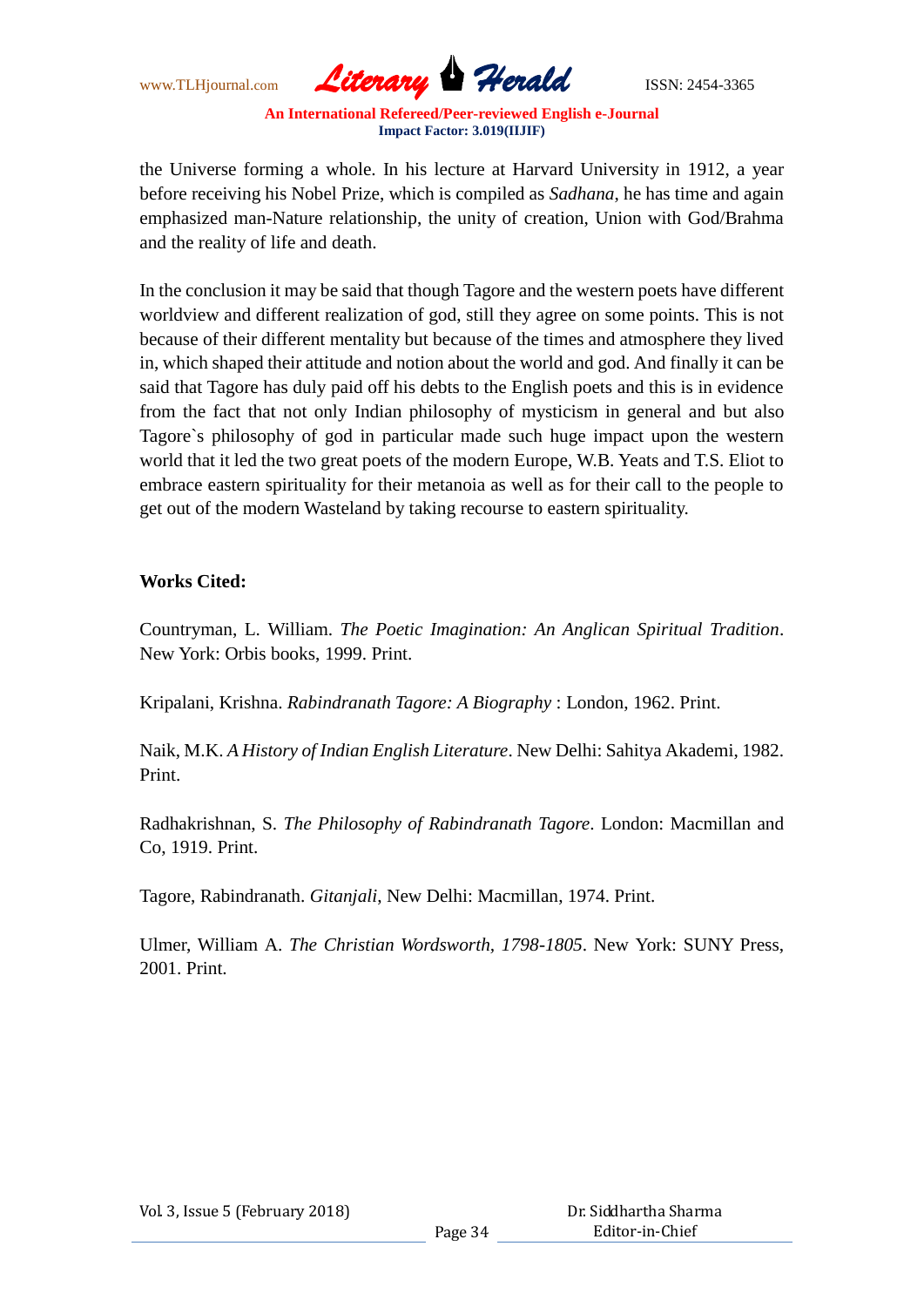the Universe forming a whole. In his lecture at Harvard University in 1912, a year before receiving his Nobel Prize, which is compiled as *Sadhana*, he has time and again emphasized man-Nature relationship, the unity of creation, Union with God/Brahma and the reality of life and death.

In the conclusion it may be said that though Tagore and the western poets have different worldview and different realization of god, still they agree on some points. This is not because of their different mentality but because of the times and atmosphere they lived in, which shaped their attitude and notion about the world and god. And finally it can be said that Tagore has duly paid off his debts to the English poets and this is in evidence from the fact that not only Indian philosophy of mysticism in general and but also Tagore`s philosophy of god in particular made such huge impact upon the western world that it led the two great poets of the modern Europe, W.B. Yeats and T.S. Eliot to embrace eastern spirituality for their metanoia as well as for their call to the people to get out of the modern Wasteland by taking recourse to eastern spirituality.

**Works Cited:**

Countryman, L. William. *The Poetic Imagination: An Anglican Spiritual Tradition*. New York: Orbis books, 1999. Print.

Kripalani, Krishna. *Rabindranath Tagore: A Biography* : London, 1962. Print.

Naik, M.K. *A History of Indian English Literature*. New Delhi: Sahitya Akademi, 1982. Print.

Radhakrishnan, S. *The Philosophy of Rabindranath Tagore*. London: Macmillan and Co, 1919. Print.

Tagore, Rabindranath. *Gitanjali*, New Delhi: Macmillan, 1974. Print.

Ulmer, William A. *The Christian Wordsworth, 1798-1805*. New York: SUNY Press, 2001. Print.